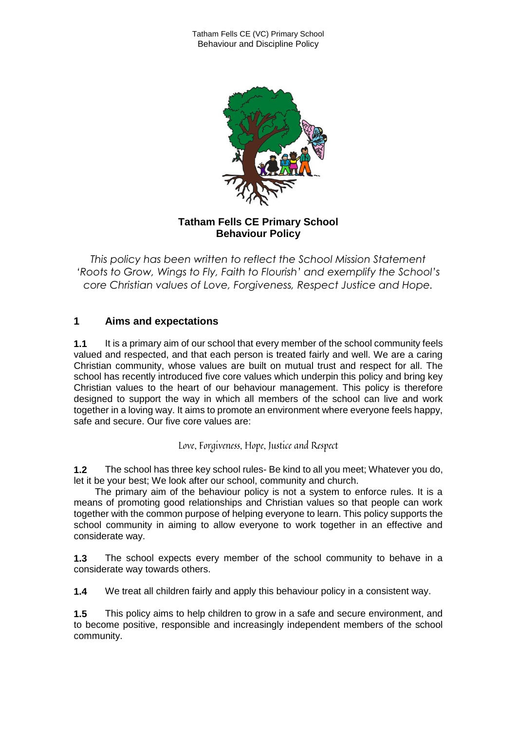**Tatham Fells CE Primary School**
**Behaviour Policy**

*This policy has been written to reflect the School Mission Statement 'Roots to Grow, Wings to Fly, Faith to Flourish' and exemplify the School's core Christian values of Love, Forgiveness, Respect Justice and Hope.*

## 1 Aims and expectations

**1.1** It is a primary aim of our school that every member of the school community feels valued and respected, and that each person is treated fairly and well. We are a caring Christian community, whose values are built on mutual trust and respect for all. The school has recently introduced five core values which underpin this policy and bring key Christian values to the heart of our behaviour management. This policy is therefore designed to support the way in which all members of the school can live and work together in a loving way. It aims to promote an environment where everyone feels happy, safe and secure. Our five core values are:

Love, Forgiveness, Hope, Justice and Respect

**1.2** The school has three key school rules- Be kind to all you meet; Whatever you do, let it be your best; We look after our school, community and church.

The primary aim of the behaviour policy is not a system to enforce rules. It is a means of promoting good relationships and Christian values so that people can work together with the common purpose of helping everyone to learn. This policy supports the school community in aiming to allow everyone to work together in an effective and considerate way.

**1.3** The school expects every member of the school community to behave in a considerate way towards others.

**1.4** We treat all children fairly and apply this behaviour policy in a consistent way.

**1.5** This policy aims to help children to grow in a safe and secure environment, and to become positive, responsible and increasingly independent members of the school community.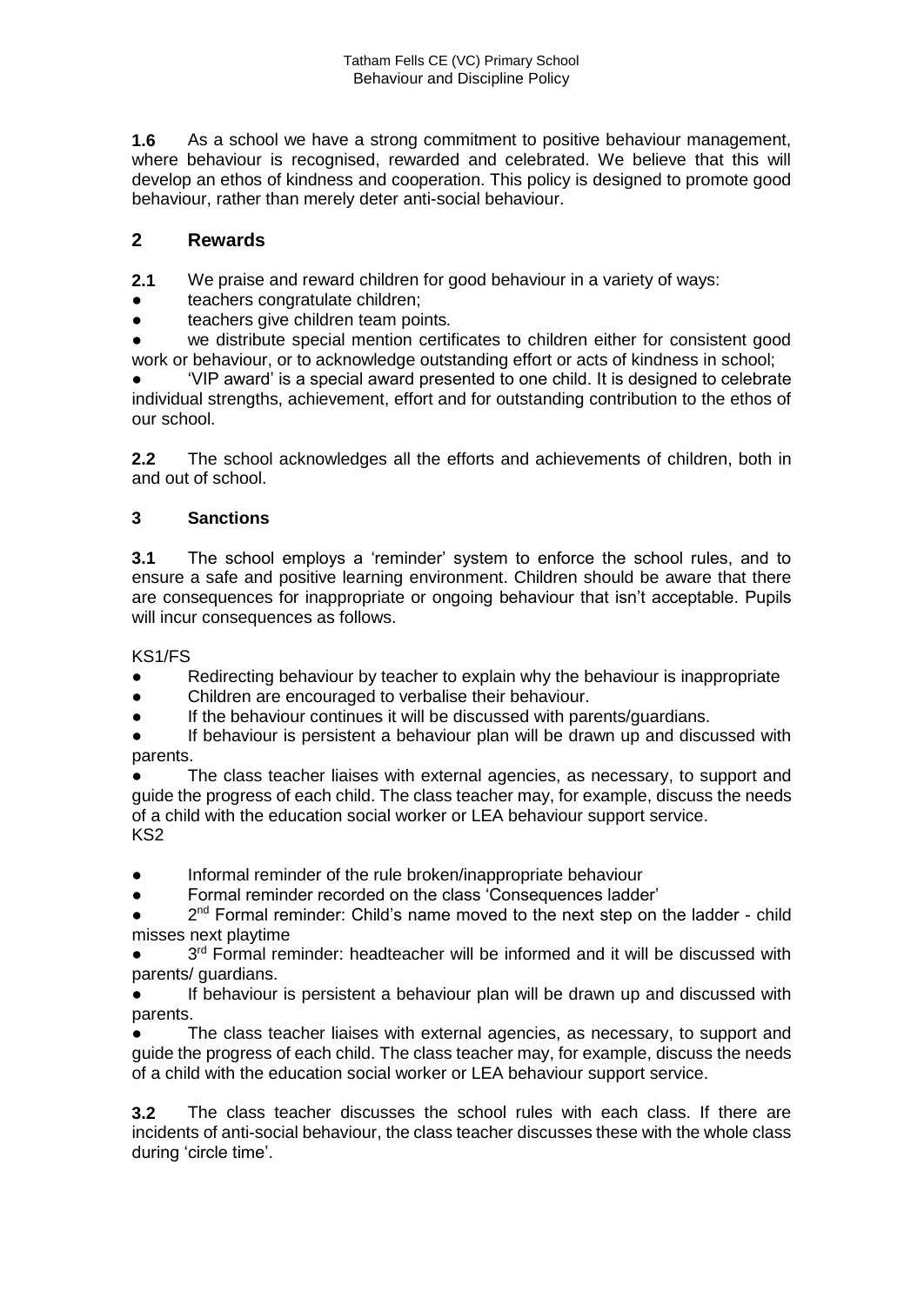**1.6** As a school we have a strong commitment to positive behaviour management, where behaviour is recognised, rewarded and celebrated. We believe that this will develop an ethos of kindness and cooperation. This policy is designed to promote good behaviour, rather than merely deter anti-social behaviour.

## 2 Rewards

**2.1** We praise and reward children for good behaviour in a variety of ways:

- teachers congratulate children;
- teachers give children team points.
- we distribute special mention certificates to children either for consistent good work or behaviour, or to acknowledge outstanding effort or acts of kindness in school;
- 'VIP award' is a special award presented to one child. It is designed to celebrate individual strengths, achievement, effort and for outstanding contribution to the ethos of our school.

**2.2** The school acknowledges all the efforts and achievements of children, both in and out of school.

### 3 Sanctions

**3.1** The school employs a 'reminder' system to enforce the school rules, and to ensure a safe and positive learning environment. Children should be aware that there are consequences for inappropriate or ongoing behaviour that isn't acceptable. Pupils will incur consequences as follows.

KS1/FS

- Redirecting behaviour by teacher to explain why the behaviour is inappropriate
- Children are encouraged to verbalise their behaviour.
- If the behaviour continues it will be discussed with parents/guardians.
- If behaviour is persistent a behaviour plan will be drawn up and discussed with parents.
- The class teacher liaises with external agencies, as necessary, to support and guide the progress of each child. The class teacher may, for example, discuss the needs of a child with the education social worker or LEA behaviour support service.

KS2

- Informal reminder of the rule broken/inappropriate behaviour
- Formal reminder recorded on the class 'Consequences ladder'
- 2nd Formal reminder: Child's name moved to the next step on the ladder - child misses next playtime
- 3rd Formal reminder: headteacher will be informed and it will be discussed with parents/ guardians.
- If behaviour is persistent a behaviour plan will be drawn up and discussed with parents.
- The class teacher liaises with external agencies, as necessary, to support and guide the progress of each child. The class teacher may, for example, discuss the needs of a child with the education social worker or LEA behaviour support service.

**3.2** The class teacher discusses the school rules with each class. If there are incidents of anti-social behaviour, the class teacher discusses these with the whole class during 'circle time'.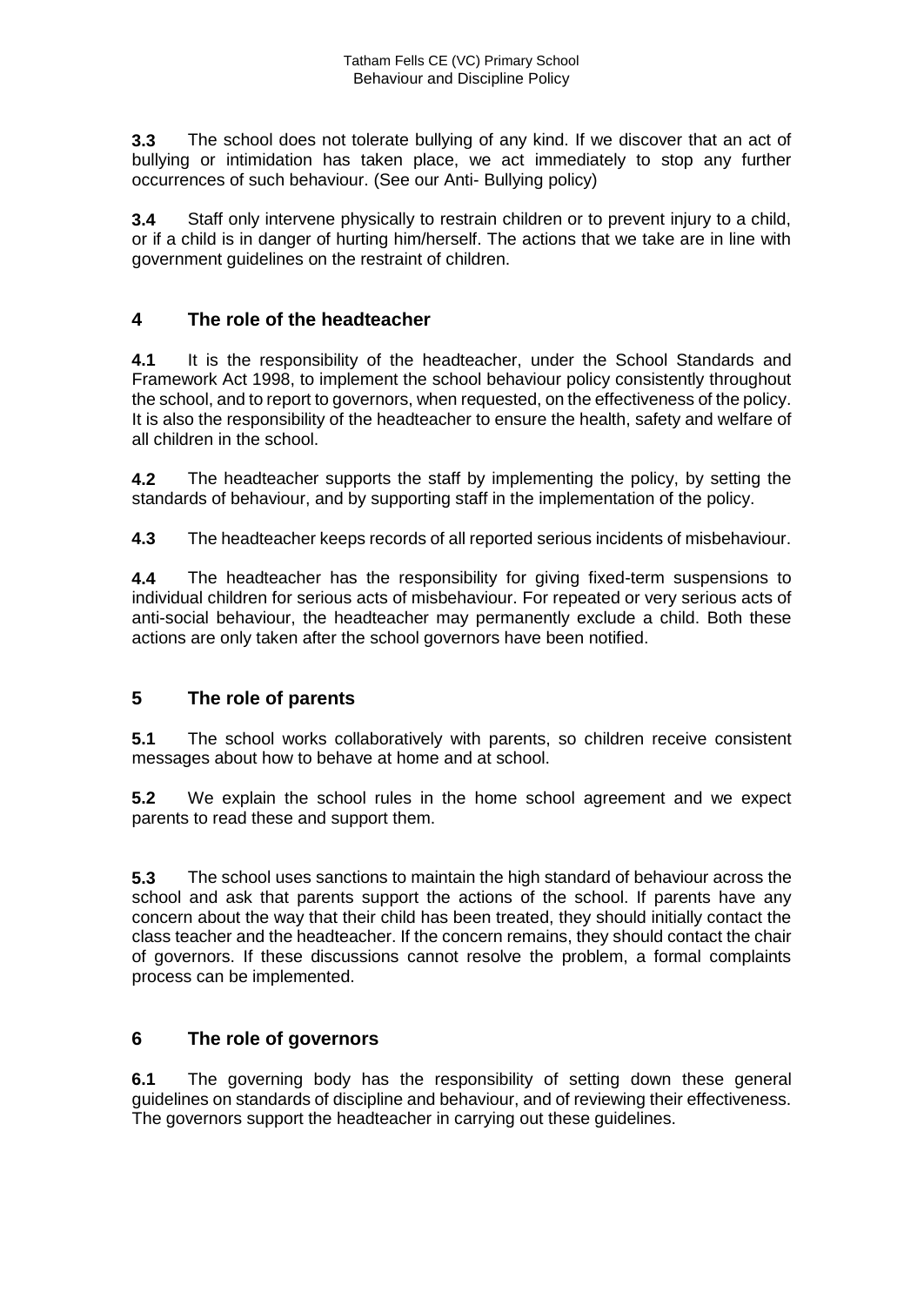**3.3** The school does not tolerate bullying of any kind. If we discover that an act of bullying or intimidation has taken place, we act immediately to stop any further occurrences of such behaviour. (See our Anti- Bullying policy)

**3.4** Staff only intervene physically to restrain children or to prevent injury to a child, or if a child is in danger of hurting him/herself. The actions that we take are in line with government guidelines on the restraint of children.

## 4 The role of the headteacher

**4.1** It is the responsibility of the headteacher, under the School Standards and Framework Act 1998, to implement the school behaviour policy consistently throughout the school, and to report to governors, when requested, on the effectiveness of the policy. It is also the responsibility of the headteacher to ensure the health, safety and welfare of all children in the school.

**4.2** The headteacher supports the staff by implementing the policy, by setting the standards of behaviour, and by supporting staff in the implementation of the policy.

**4.3** The headteacher keeps records of all reported serious incidents of misbehaviour.

**4.4** The headteacher has the responsibility for giving fixed-term suspensions to individual children for serious acts of misbehaviour. For repeated or very serious acts of anti-social behaviour, the headteacher may permanently exclude a child. Both these actions are only taken after the school governors have been notified.

## 5 The role of parents

**5.1** The school works collaboratively with parents, so children receive consistent messages about how to behave at home and at school.

**5.2** We explain the school rules in the home school agreement and we expect parents to read these and support them.

**5.3** The school uses sanctions to maintain the high standard of behaviour across the school and ask that parents support the actions of the school. If parents have any concern about the way that their child has been treated, they should initially contact the class teacher and the headteacher. If the concern remains, they should contact the chair of governors. If these discussions cannot resolve the problem, a formal complaints process can be implemented.

## 6 The role of governors

**6.1** The governing body has the responsibility of setting down these general guidelines on standards of discipline and behaviour, and of reviewing their effectiveness. The governors support the headteacher in carrying out these guidelines.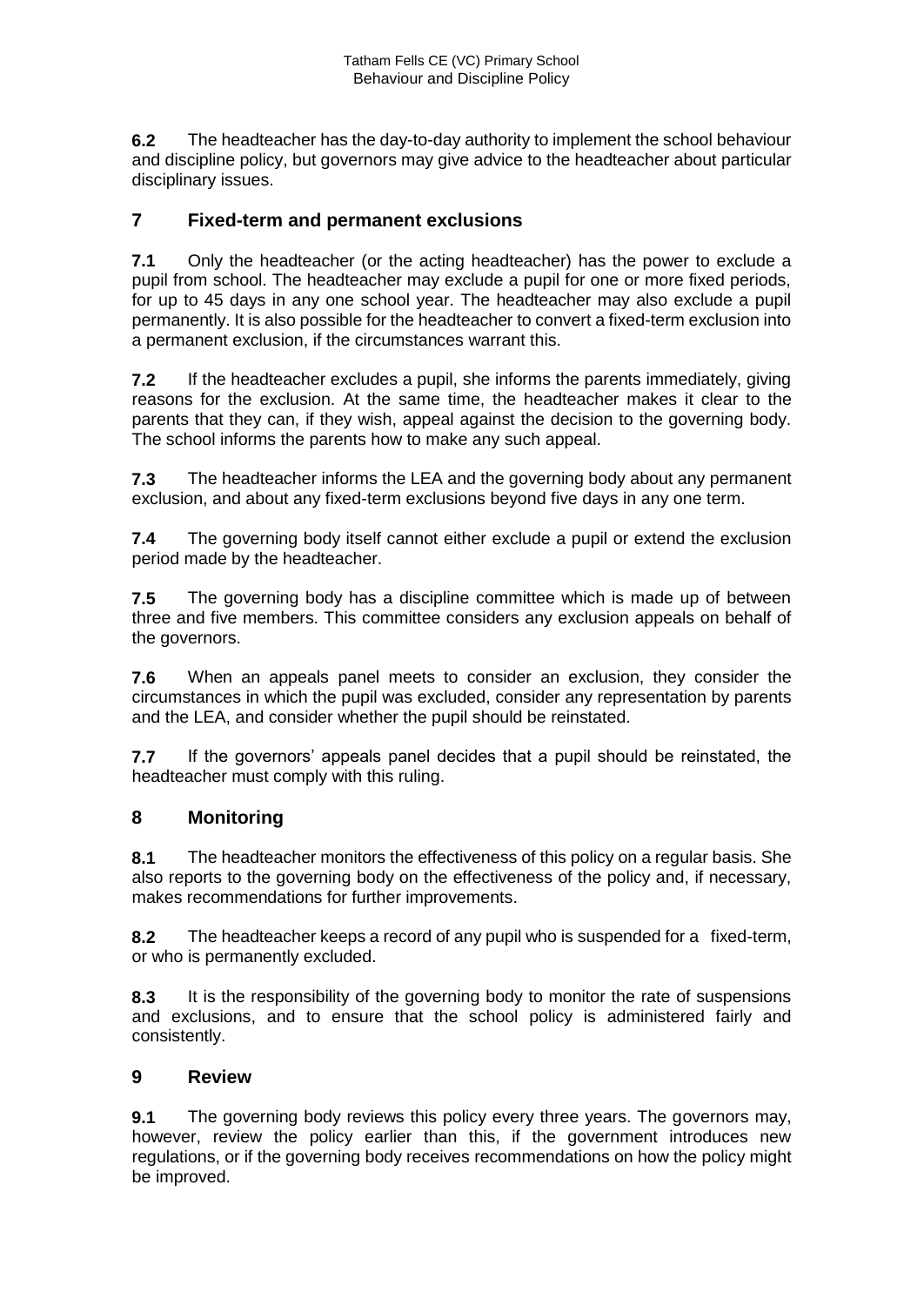**6.2** The headteacher has the day-to-day authority to implement the school behaviour and discipline policy, but governors may give advice to the headteacher about particular disciplinary issues.

## 7 Fixed-term and permanent exclusions

**7.1** Only the headteacher (or the acting headteacher) has the power to exclude a pupil from school. The headteacher may exclude a pupil for one or more fixed periods, for up to 45 days in any one school year. The headteacher may also exclude a pupil permanently. It is also possible for the headteacher to convert a fixed-term exclusion into a permanent exclusion, if the circumstances warrant this.

**7.2** If the headteacher excludes a pupil, she informs the parents immediately, giving reasons for the exclusion. At the same time, the headteacher makes it clear to the parents that they can, if they wish, appeal against the decision to the governing body. The school informs the parents how to make any such appeal.

**7.3** The headteacher informs the LEA and the governing body about any permanent exclusion, and about any fixed-term exclusions beyond five days in any one term.

**7.4** The governing body itself cannot either exclude a pupil or extend the exclusion period made by the headteacher.

**7.5** The governing body has a discipline committee which is made up of between three and five members. This committee considers any exclusion appeals on behalf of the governors.

**7.6** When an appeals panel meets to consider an exclusion, they consider the circumstances in which the pupil was excluded, consider any representation by parents and the LEA, and consider whether the pupil should be reinstated.

**7.7** If the governors' appeals panel decides that a pupil should be reinstated, the headteacher must comply with this ruling.

## 8 Monitoring

**8.1** The headteacher monitors the effectiveness of this policy on a regular basis. She also reports to the governing body on the effectiveness of the policy and, if necessary, makes recommendations for further improvements.

**8.2** The headteacher keeps a record of any pupil who is suspended for a fixed-term, or who is permanently excluded.

**8.3** It is the responsibility of the governing body to monitor the rate of suspensions and exclusions, and to ensure that the school policy is administered fairly and consistently.

## 9 Review

**9.1** The governing body reviews this policy every three years. The governors may, however, review the policy earlier than this, if the government introduces new regulations, or if the governing body receives recommendations on how the policy might be improved.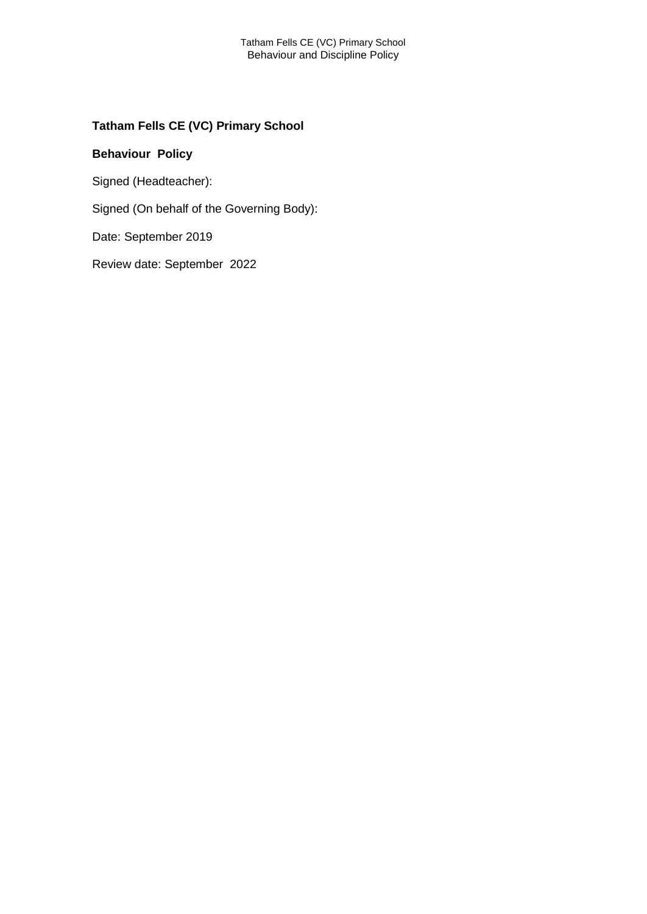**Tatham Fells CE (VC) Primary School**

**Behaviour Policy**

Signed (Headteacher):

Signed (On behalf of the Governing Body):

Date: September 2019

Review date: September 2022